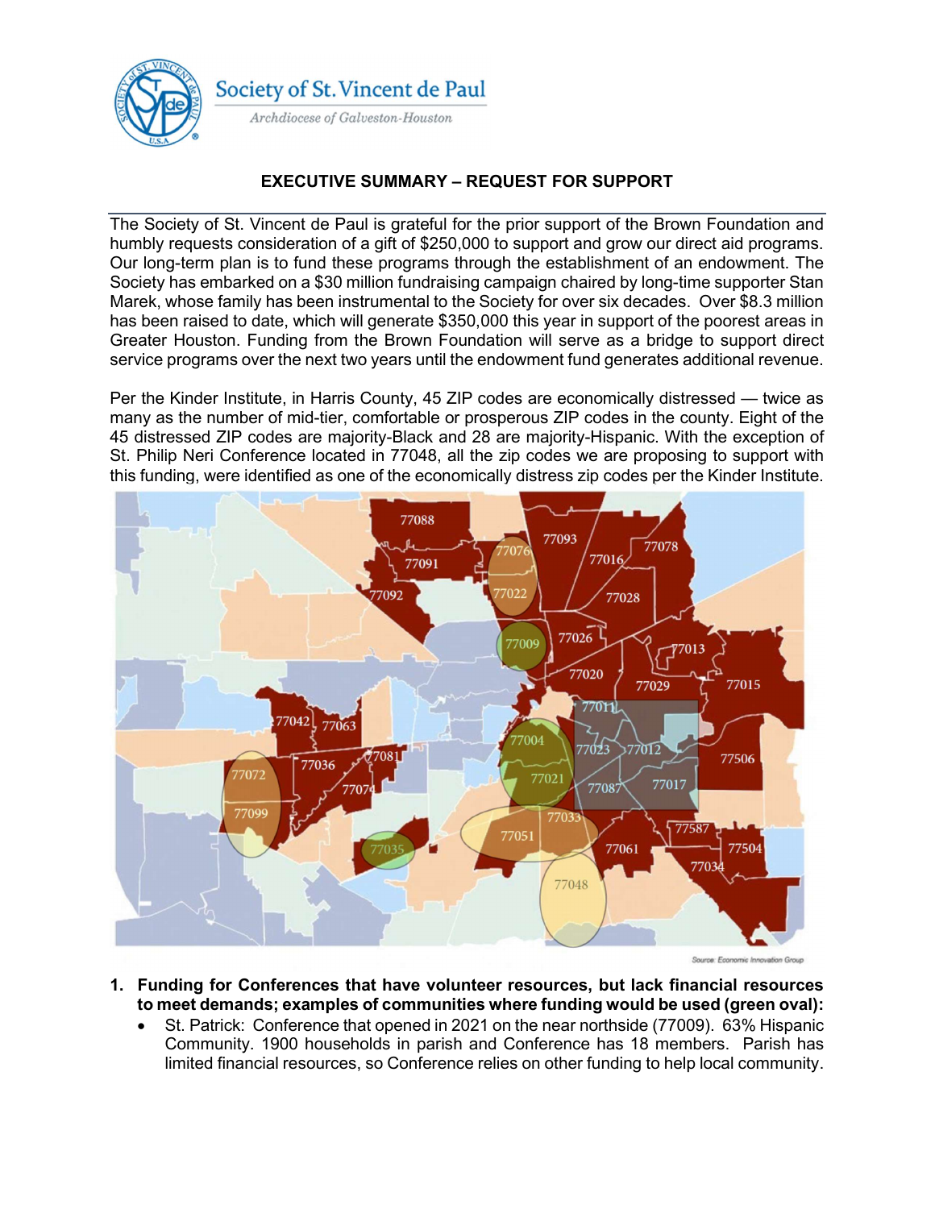Society of St. Vincent de Paul

*Archdiocese of Galveston-Houston*

## EXECUTIVE SUMMARY – REQUEST FOR SUPPORT

The Society of St. Vincent de Paul is grateful for the prior support of the Brown Foundation and humbly requests consideration of a gift of $250,000 to support and grow our direct aid programs. Our long-term plan is to fund these programs through the establishment of an endowment. The Society has embarked on a $30 million fundraising campaign chaired by long-time supporter Stan Marek, whose family has been instrumental to the Society for over six decades. Over $8.3 million has been raised to date, which will generate $350,000 this year in support of the poorest areas in Greater Houston. Funding from the Brown Foundation will serve as a bridge to support direct service programs over the next two years until the endowment fund generates additional revenue.

Per the Kinder Institute, in Harris County, 45 ZIP codes are economically distressed — twice as many as the number of mid-tier, comfortable or prosperous ZIP codes in the county. Eight of the 45 distressed ZIP codes are majority-Black and 28 are majority-Hispanic. With the exception of St. Philip Neri Conference located in 77048, all the zip codes we are proposing to support with this funding, were identified as one of the economically distress zip codes per the Kinder Institute.

Source: Economic Innovation Group

1. **Funding for Conferences that have volunteer resources, but lack financial resources to meet demands; examples of communities where funding would be used (green oval):**
   - St. Patrick: Conference that opened in 2021 on the near northside (77009). 63% Hispanic Community. 1900 households in parish and Conference has 18 members. Parish has limited financial resources, so Conference relies on other funding to help local community.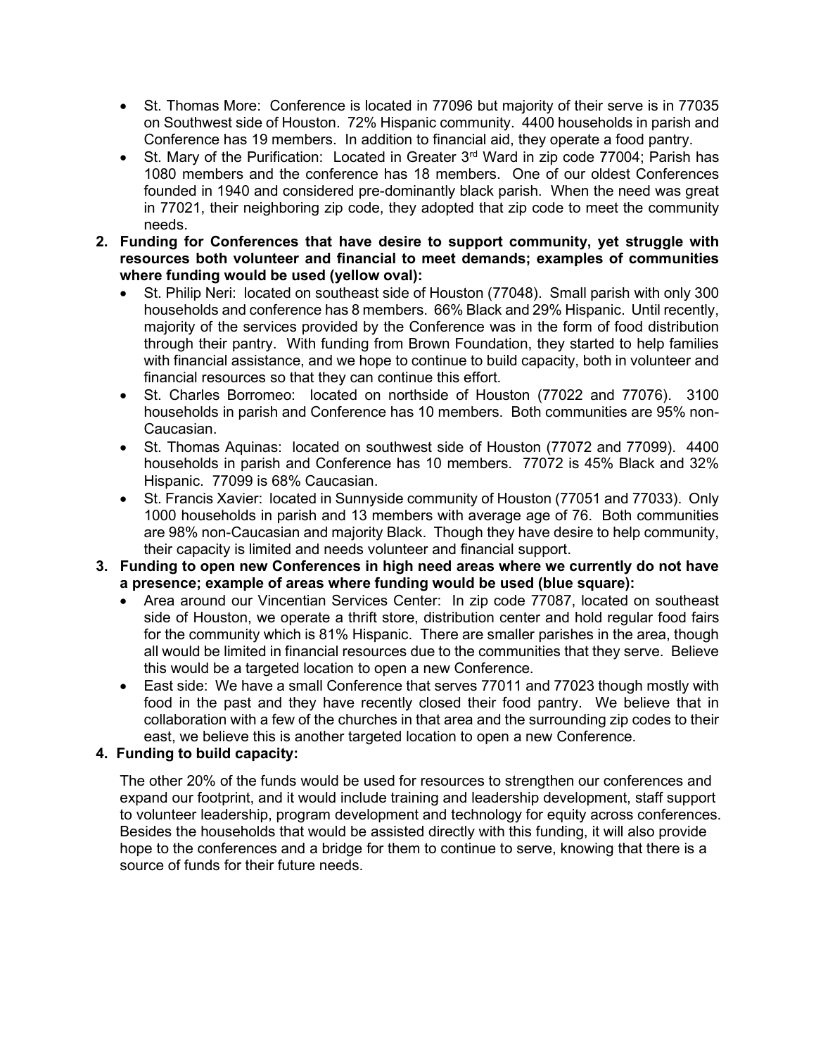- St. Thomas More: Conference is located in 77096 but majority of their serve is in 77035 on Southwest side of Houston. 72% Hispanic community. 4400 households in parish and Conference has 19 members. In addition to financial aid, they operate a food pantry.
- St. Mary of the Purification: Located in Greater 3rd Ward in zip code 77004; Parish has 1080 members and the conference has 18 members. One of our oldest Conferences founded in 1940 and considered pre-dominantly black parish. When the need was great in 77021, their neighboring zip code, they adopted that zip code to meet the community needs.

2. **Funding for Conferences that have desire to support community, yet struggle with resources both volunteer and financial to meet demands; examples of communities where funding would be used (yellow oval):**
   - St. Philip Neri: located on southeast side of Houston (77048). Small parish with only 300 households and conference has 8 members. 66% Black and 29% Hispanic. Until recently, majority of the services provided by the Conference was in the form of food distribution through their pantry. With funding from Brown Foundation, they started to help families with financial assistance, and we hope to continue to build capacity, both in volunteer and financial resources so that they can continue this effort.
   - St. Charles Borromeo: located on northside of Houston (77022 and 77076). 3100 households in parish and Conference has 10 members. Both communities are 95% non-Caucasian.
   - St. Thomas Aquinas: located on southwest side of Houston (77072 and 77099). 4400 households in parish and Conference has 10 members. 77072 is 45% Black and 32% Hispanic. 77099 is 68% Caucasian.
   - St. Francis Xavier: located in Sunnyside community of Houston (77051 and 77033). Only 1000 households in parish and 13 members with average age of 76. Both communities are 98% non-Caucasian and majority Black. Though they have desire to help community, their capacity is limited and needs volunteer and financial support.
3. **Funding to open new Conferences in high need areas where we currently do not have a presence; example of areas where funding would be used (blue square):**
   - Area around our Vincentian Services Center: In zip code 77087, located on southeast side of Houston, we operate a thrift store, distribution center and hold regular food fairs for the community which is 81% Hispanic. There are smaller parishes in the area, though all would be limited in financial resources due to the communities that they serve. Believe this would be a targeted location to open a new Conference.
   - East side: We have a small Conference that serves 77011 and 77023 though mostly with food in the past and they have recently closed their food pantry. We believe that in collaboration with a few of the churches in that area and the surrounding zip codes to their east, we believe this is another targeted location to open a new Conference.
4. **Funding to build capacity:**

   The other 20% of the funds would be used for resources to strengthen our conferences and expand our footprint, and it would include training and leadership development, staff support to volunteer leadership, program development and technology for equity across conferences. Besides the households that would be assisted directly with this funding, it will also provide hope to the conferences and a bridge for them to continue to serve, knowing that there is a source of funds for their future needs.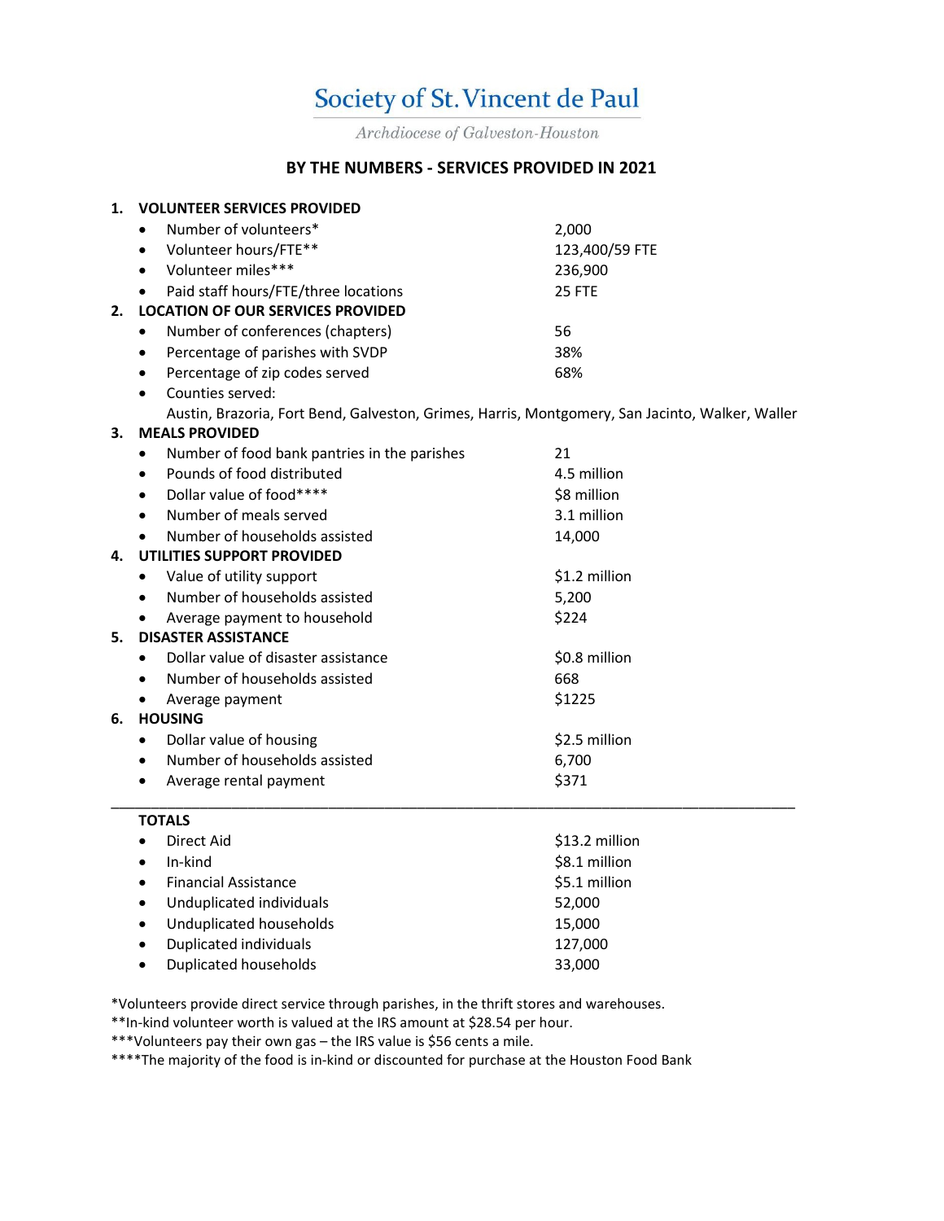# Society of St. Vincent de Paul

*Archdiocese of Galveston-Houston*

## BY THE NUMBERS - SERVICES PROVIDED IN 2021

| | | |
|---|---|---|
| **1.** | **VOLUNTEER SERVICES PROVIDED** | |
| | • Number of volunteers* | 2,000 |
| | • Volunteer hours/FTE** | 123,400/59 FTE |
| | • Volunteer miles*** | 236,900 |
| | • Paid staff hours/FTE/three locations | 25 FTE |
| **2.** | **LOCATION OF OUR SERVICES PROVIDED** | |
| | • Number of conferences (chapters) | 56 |
| | • Percentage of parishes with SVDP | 38% |
| | • Percentage of zip codes served | 68% |
| | • Counties served: Austin, Brazoria, Fort Bend, Galveston, Grimes, Harris, Montgomery, San Jacinto, Walker, Waller | |
| **3.** | **MEALS PROVIDED** | |
| | • Number of food bank pantries in the parishes | 21 |
| | • Pounds of food distributed | 4.5 million |
| | • Dollar value of food**** | $8 million |
| | • Number of meals served | 3.1 million |
| | • Number of households assisted | 14,000 |
| **4.** | **UTILITIES SUPPORT PROVIDED** | |
| | • Value of utility support | $1.2 million |
| | • Number of households assisted | 5,200 |
| | • Average payment to household | $224 |
| **5.** | **DISASTER ASSISTANCE** | |
| | • Dollar value of disaster assistance | $0.8 million |
| | • Number of households assisted | 668 |
| | • Average payment | $1225 |
| **6.** | **HOUSING** | |
| | • Dollar value of housing | $2.5 million |
| | • Number of households assisted | 6,700 |
| | • Average rental payment | $371 |

---

| | |
|---|---|
| **TOTALS** | |
| • Direct Aid | $13.2 million |
| • In-kind | $8.1 million |
| • Financial Assistance | $5.1 million |
| • Unduplicated individuals | 52,000 |
| • Unduplicated households | 15,000 |
| • Duplicated individuals | 127,000 |
| • Duplicated households | 33,000 |

*Volunteers provide direct service through parishes, in the thrift stores and warehouses.

**In-kind volunteer worth is valued at the IRS amount at $28.54 per hour.

***Volunteers pay their own gas – the IRS value is $56 cents a mile.

****The majority of the food is in-kind or discounted for purchase at the Houston Food Bank